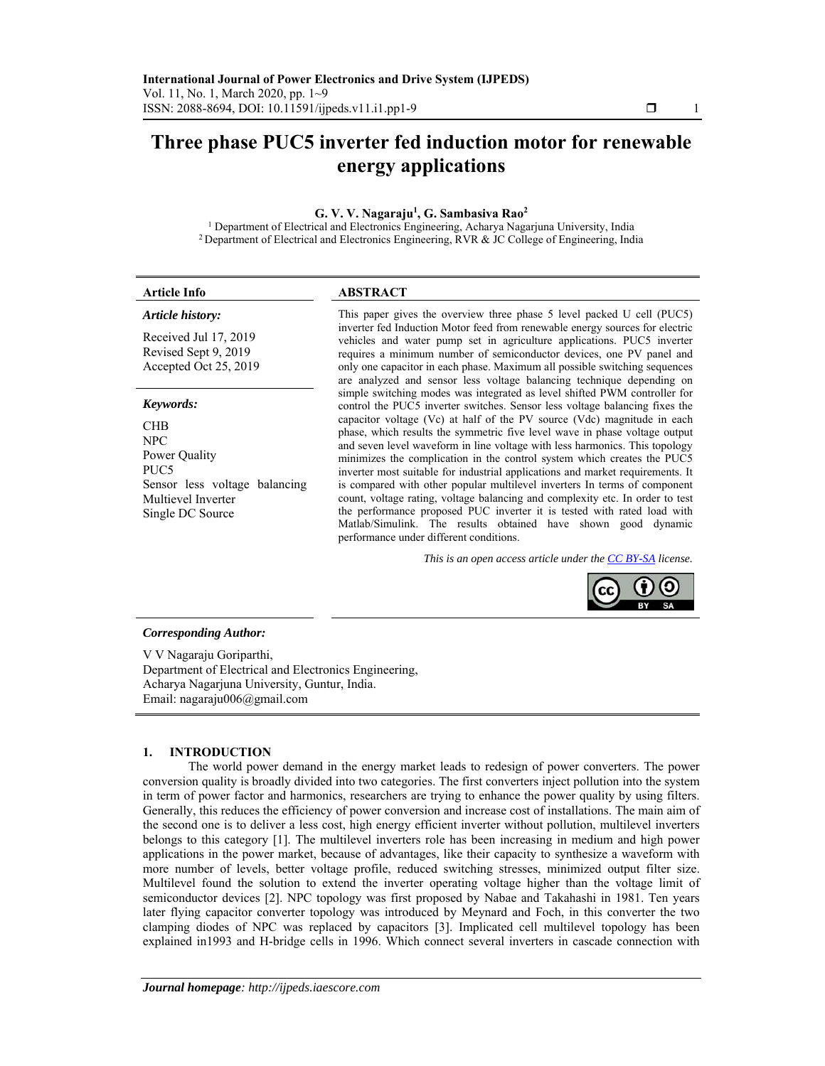# Three phase PUC5 inverter fed induction motor for renewable energy applications

**G. V. V. Nagaraju[1], G. Sambasiva Rao[2]**

[1] Department of Electrical and Electronics Engineering, Acharya Nagarjuna University, India
[2] Department of Electrical and Electronics Engineering, RVR & JC College of Engineering, India

**Article Info**

*Article history:*

Received Jul 17, 2019
Revised Sept 9, 2019
Accepted Oct 25, 2019

*Keywords:*

CHB
NPC
Power Quality
PUC5
Sensor less voltage balancing
Multievel Inverter
Single DC Source

**ABSTRACT**

This paper gives the overview three phase 5 level packed U cell (PUC5) inverter fed Induction Motor feed from renewable energy sources for electric vehicles and water pump set in agriculture applications. PUC5 inverter requires a minimum number of semiconductor devices, one PV panel and only one capacitor in each phase. Maximum all possible switching sequences are analyzed and sensor less voltage balancing technique depending on simple switching modes was integrated as level shifted PWM controller for control the PUC5 inverter switches. Sensor less voltage balancing fixes the capacitor voltage (Vc) at half of the PV source (Vdc) magnitude in each phase, which results the symmetric five level wave in phase voltage output and seven level waveform in line voltage with less harmonics. This topology minimizes the complication in the control system which creates the PUC5 inverter most suitable for industrial applications and market requirements. It is compared with other popular multilevel inverters In terms of component count, voltage rating, voltage balancing and complexity etc. In order to test the performance proposed PUC inverter it is tested with rated load with Matlab/Simulink. The results obtained have shown good dynamic performance under different conditions.

*This is an open access article under the CC BY-SA license.*

*Corresponding Author:*

V V Nagaraju Goriparthi,
Department of Electrical and Electronics Engineering,
Acharya Nagarjuna University, Guntur, India.
Email: nagaraju006@gmail.com

## 1. INTRODUCTION

The world power demand in the energy market leads to redesign of power converters. The power conversion quality is broadly divided into two categories. The first converters inject pollution into the system in term of power factor and harmonics, researchers are trying to enhance the power quality by using filters. Generally, this reduces the efficiency of power conversion and increase cost of installations. The main aim of the second one is to deliver a less cost, high energy efficient inverter without pollution, multilevel inverters belongs to this category [1]. The multilevel inverters role has been increasing in medium and high power applications in the power market, because of advantages, like their capacity to synthesize a waveform with more number of levels, better voltage profile, reduced switching stresses, minimized output filter size. Multilevel found the solution to extend the inverter operating voltage higher than the voltage limit of semiconductor devices [2]. NPC topology was first proposed by Nabae and Takahashi in 1981. Ten years later flying capacitor converter topology was introduced by Meynard and Foch, in this converter the two clamping diodes of NPC was replaced by capacitors [3]. Implicated cell multilevel topology has been explained in1993 and H-bridge cells in 1996. Which connect several inverters in cascade connection with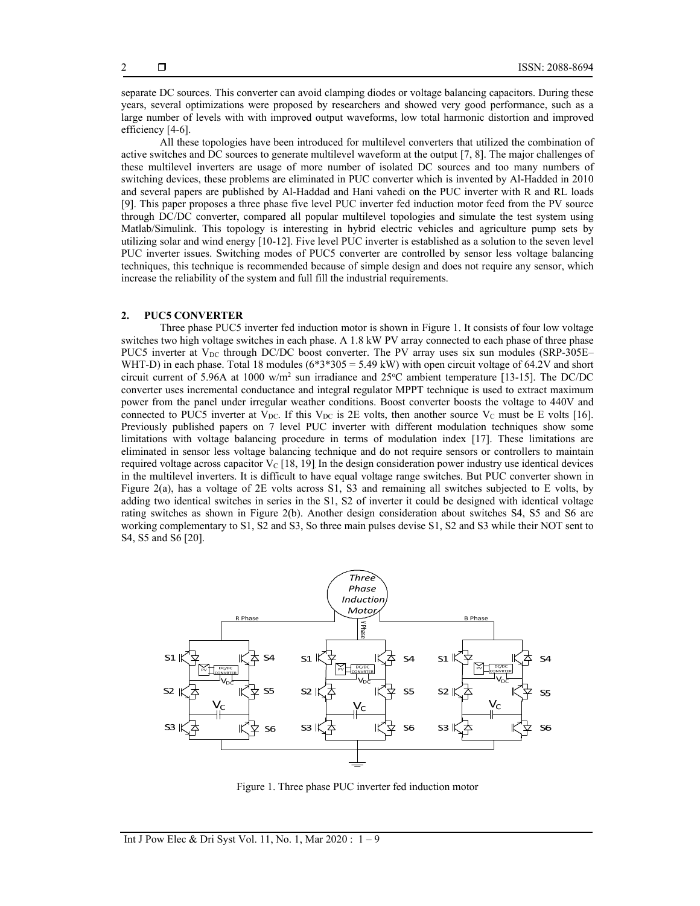separate DC sources. This converter can avoid clamping diodes or voltage balancing capacitors. During these years, several optimizations were proposed by researchers and showed very good performance, such as a large number of levels with with improved output waveforms, low total harmonic distortion and improved efficiency [4-6].

All these topologies have been introduced for multilevel converters that utilized the combination of active switches and DC sources to generate multilevel waveform at the output [7, 8]. The major challenges of these multilevel inverters are usage of more number of isolated DC sources and too many numbers of switching devices, these problems are eliminated in PUC converter which is invented by Al-Hadded in 2010 and several papers are published by Al-Haddad and Hani vahedi on the PUC inverter with R and RL loads [9]. This paper proposes a three phase five level PUC inverter fed induction motor feed from the PV source through DC/DC converter, compared all popular multilevel topologies and simulate the test system using Matlab/Simulink. This topology is interesting in hybrid electric vehicles and agriculture pump sets by utilizing solar and wind energy [10-12]. Five level PUC inverter is established as a solution to the seven level PUC inverter issues. Switching modes of PUC5 converter are controlled by sensor less voltage balancing techniques, this technique is recommended because of simple design and does not require any sensor, which increase the reliability of the system and full fill the industrial requirements.

## 2. PUC5 CONVERTER

Three phase PUC5 inverter fed induction motor is shown in Figure 1. It consists of four low voltage switches two high voltage switches in each phase. A 1.8 kW PV array connected to each phase of three phase PUC5 inverter at $V_{DC}$ through DC/DC boost converter. The PV array uses six sun modules (SRP-305E–WHT-D) in each phase. Total 18 modules (6*3*305 = 5.49 kW) with open circuit voltage of 64.2V and short circuit current of 5.96A at 1000 w/m$^2$ sun irradiance and 25$^o$C ambient temperature [13-15]. The DC/DC converter uses incremental conductance and integral regulator MPPT technique is used to extract maximum power from the panel under irregular weather conditions. Boost converter boosts the voltage to 440V and connected to PUC5 inverter at $V_{DC}$. If this $V_{DC}$ is 2E volts, then another source $V_C$ must be E volts [16]. Previously published papers on 7 level PUC inverter with different modulation techniques show some limitations with voltage balancing procedure in terms of modulation index [17]. These limitations are eliminated in sensor less voltage balancing technique and do not require sensors or controllers to maintain required voltage across capacitor $V_C$ [18, 19]. In the design consideration power industry use identical devices in the multilevel inverters. It is difficult to have equal voltage range switches. But PUC converter shown in Figure 2(a), has a voltage of 2E volts across S1, S3 and remaining all switches subjected to E volts, by adding two identical switches in series in the S1, S2 of inverter it could be designed with identical voltage rating switches as shown in Figure 2(b). Another design consideration about switches S4, S5 and S6 are working complementary to S1, S2 and S3, So three main pulses devise S1, S2 and S3 while their NOT sent to S4, S5 and S6 [20].

Figure 1. Three phase PUC inverter fed induction motor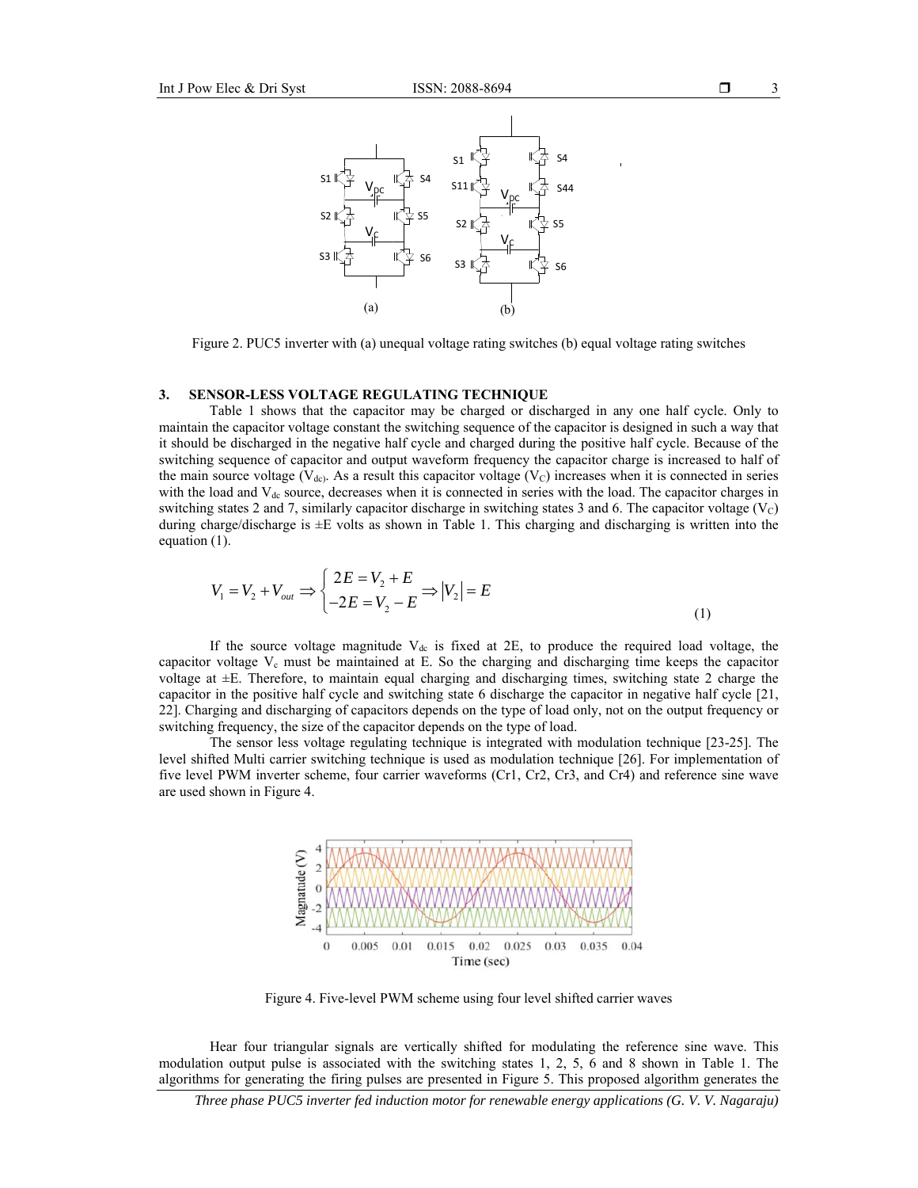Figure 2. PUC5 inverter with (a) unequal voltage rating switches (b) equal voltage rating switches

## 3. SENSOR-LESS VOLTAGE REGULATING TECHNIQUE

Table 1 shows that the capacitor may be charged or discharged in any one half cycle. Only to maintain the capacitor voltage constant the switching sequence of the capacitor is designed in such a way that it should be discharged in the negative half cycle and charged during the positive half cycle. Because of the switching sequence of capacitor and output waveform frequency the capacitor charge is increased to half of the main source voltage ($V_{dc}$). As a result this capacitor voltage ($V_C$) increases when it is connected in series with the load and $V_{dc}$ source, decreases when it is connected in series with the load. The capacitor charges in switching states 2 and 7, similarly capacitor discharge in switching states 3 and 6. The capacitor voltage ($V_C$) during charge/discharge is ±E volts as shown in Table 1. This charging and discharging is written into the equation (1).

$$V_1 = V_2 + V_{out} \Rightarrow \begin{cases} 2E = V_2 + E \\ -2E = V_2 - E \end{cases} \Rightarrow |V_2| = E \tag{1}$$

If the source voltage magnitude $V_{dc}$ is fixed at 2E, to produce the required load voltage, the capacitor voltage $V_c$ must be maintained at E. So the charging and discharging time keeps the capacitor voltage at ±E. Therefore, to maintain equal charging and discharging times, switching state 2 charge the capacitor in the positive half cycle and switching state 6 discharge the capacitor in negative half cycle [21, 22]. Charging and discharging of capacitors depends on the type of load only, not on the output frequency or switching frequency, the size of the capacitor depends on the type of load.

The sensor less voltage regulating technique is integrated with modulation technique [23-25]. The level shifted Multi carrier switching technique is used as modulation technique [26]. For implementation of five level PWM inverter scheme, four carrier waveforms (Cr1, Cr2, Cr3, and Cr4) and reference sine wave are used shown in Figure 4.

Figure 4. Five-level PWM scheme using four level shifted carrier waves

Hear four triangular signals are vertically shifted for modulating the reference sine wave. This modulation output pulse is associated with the switching states 1, 2, 5, 6 and 8 shown in Table 1. The algorithms for generating the firing pulses are presented in Figure 5. This proposed algorithm generates the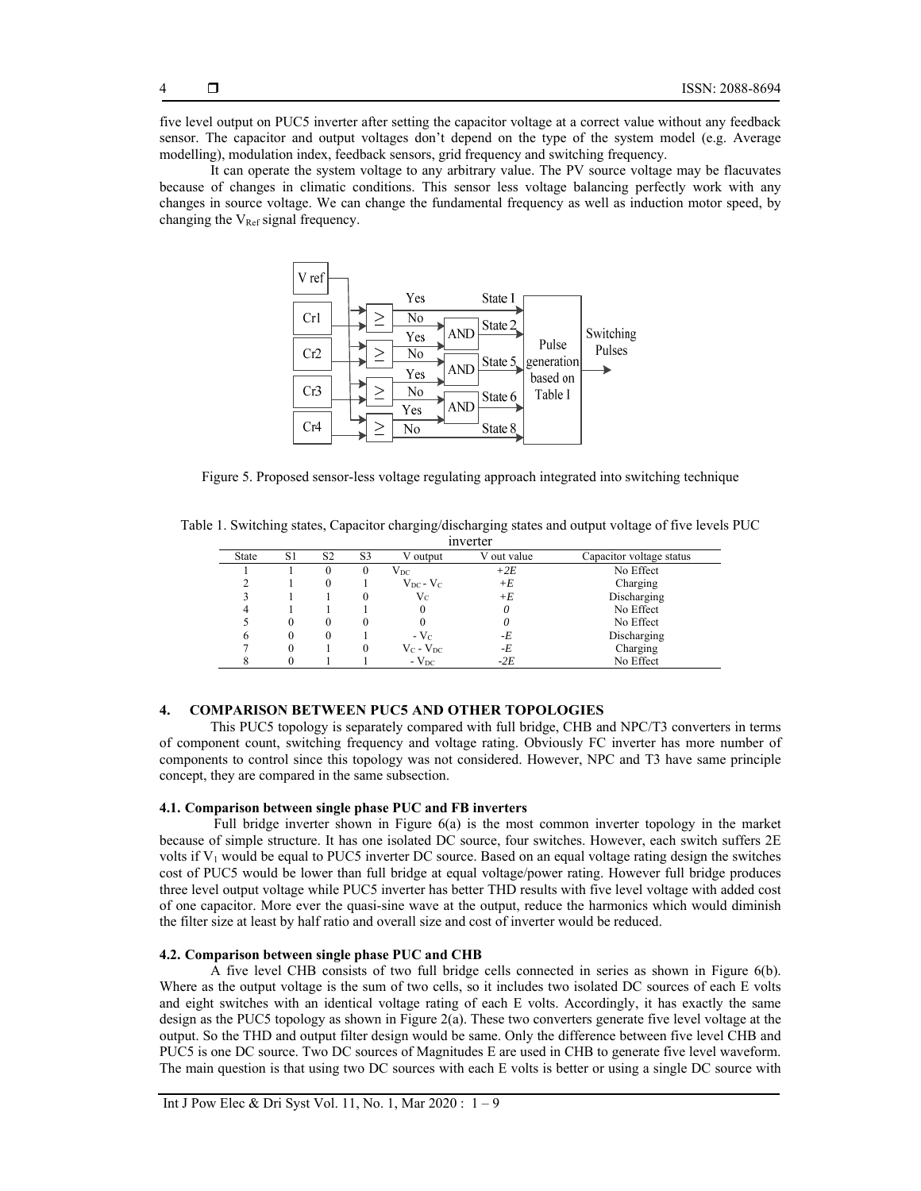five level output on PUC5 inverter after setting the capacitor voltage at a correct value without any feedback sensor. The capacitor and output voltages don't depend on the type of the system model (e.g. Average modelling), modulation index, feedback sensors, grid frequency and switching frequency.

It can operate the system voltage to any arbitrary value. The PV source voltage may be flacuvates because of changes in climatic conditions. This sensor less voltage balancing perfectly work with any changes in source voltage. We can change the fundamental frequency as well as induction motor speed, by changing the $V_{Ref}$ signal frequency.

Figure 5. Proposed sensor-less voltage regulating approach integrated into switching technique

Table 1. Switching states, Capacitor charging/discharging states and output voltage of five levels PUC inverter

| State | S1 | S2 | S3 | V output | V out value | Capacitor voltage status |
|---|---|---|---|---|---|---|
| 1 | 1 | 0 | 0 | $V_{DC}$ | $+2E$ | No Effect |
| 2 | 1 | 0 | 1 | $V_{DC} - V_C$ | $+E$ | Charging |
| 3 | 1 | 1 | 0 | $V_C$ | $+E$ | Discharging |
| 4 | 1 | 1 | 1 | 0 | $0$ | No Effect |
| 5 | 0 | 0 | 0 | 0 | $0$ | No Effect |
| 6 | 0 | 0 | 1 | $- V_C$ | $-E$ | Discharging |
| 7 | 0 | 1 | 0 | $V_C - V_{DC}$ | $-E$ | Charging |
| 8 | 0 | 1 | 1 | $- V_{DC}$ | $-2E$ | No Effect |

## 4. COMPARISON BETWEEN PUC5 AND OTHER TOPOLOGIES

This PUC5 topology is separately compared with full bridge, CHB and NPC/T3 converters in terms of component count, switching frequency and voltage rating. Obviously FC inverter has more number of components to control since this topology was not considered. However, NPC and T3 have same principle concept, they are compared in the same subsection.

### 4.1. Comparison between single phase PUC and FB inverters

Full bridge inverter shown in Figure 6(a) is the most common inverter topology in the market because of simple structure. It has one isolated DC source, four switches. However, each switch suffers 2E volts if $V_1$ would be equal to PUC5 inverter DC source. Based on an equal voltage rating design the switches cost of PUC5 would be lower than full bridge at equal voltage/power rating. However full bridge produces three level output voltage while PUC5 inverter has better THD results with five level voltage with added cost of one capacitor. More ever the quasi-sine wave at the output, reduce the harmonics which would diminish the filter size at least by half ratio and overall size and cost of inverter would be reduced.

### 4.2. Comparison between single phase PUC and CHB

A five level CHB consists of two full bridge cells connected in series as shown in Figure 6(b). Where as the output voltage is the sum of two cells, so it includes two isolated DC sources of each E volts and eight switches with an identical voltage rating of each E volts. Accordingly, it has exactly the same design as the PUC5 topology as shown in Figure 2(a). These two converters generate five level voltage at the output. So the THD and output filter design would be same. Only the difference between five level CHB and PUC5 is one DC source. Two DC sources of Magnitudes E are used in CHB to generate five level waveform. The main question is that using two DC sources with each E volts is better or using a single DC source with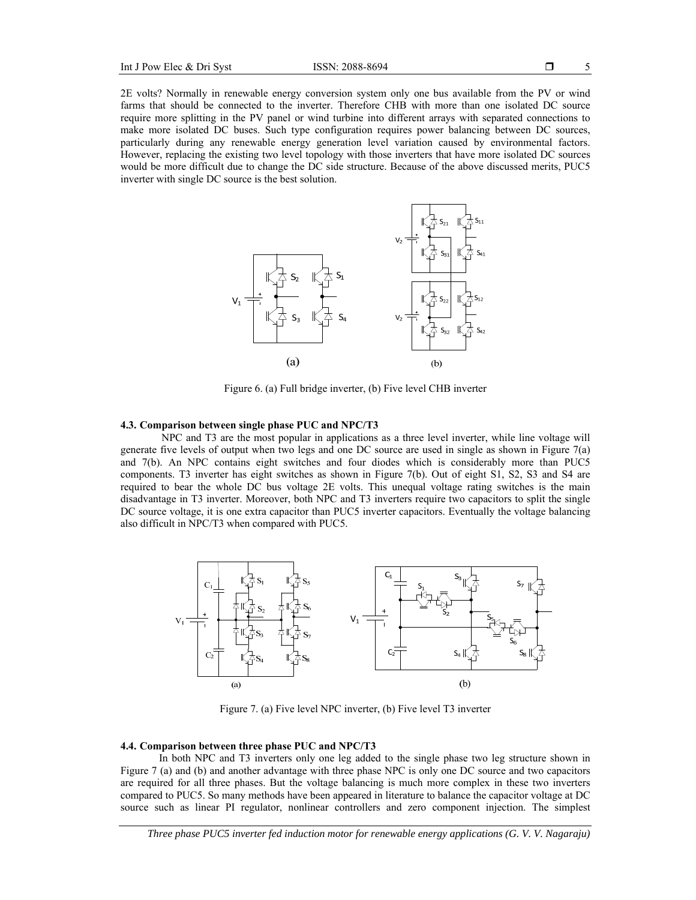2E volts? Normally in renewable energy conversion system only one bus available from the PV or wind farms that should be connected to the inverter. Therefore CHB with more than one isolated DC source require more splitting in the PV panel or wind turbine into different arrays with separated connections to make more isolated DC buses. Such type configuration requires power balancing between DC sources, particularly during any renewable energy generation level variation caused by environmental factors. However, replacing the existing two level topology with those inverters that have more isolated DC sources would be more difficult due to change the DC side structure. Because of the above discussed merits, PUC5 inverter with single DC source is the best solution.

Figure 6. (a) Full bridge inverter, (b) Five level CHB inverter

### 4.3. Comparison between single phase PUC and NPC/T3

NPC and T3 are the most popular in applications as a three level inverter, while line voltage will generate five levels of output when two legs and one DC source are used in single as shown in Figure 7(a) and 7(b). An NPC contains eight switches and four diodes which is considerably more than PUC5 components. T3 inverter has eight switches as shown in Figure 7(b). Out of eight S1, S2, S3 and S4 are required to bear the whole DC bus voltage 2E volts. This unequal voltage rating switches is the main disadvantage in T3 inverter. Moreover, both NPC and T3 inverters require two capacitors to split the single DC source voltage, it is one extra capacitor than PUC5 inverter capacitors. Eventually the voltage balancing also difficult in NPC/T3 when compared with PUC5.

Figure 7. (a) Five level NPC inverter, (b) Five level T3 inverter

### 4.4. Comparison between three phase PUC and NPC/T3

In both NPC and T3 inverters only one leg added to the single phase two leg structure shown in Figure 7 (a) and (b) and another advantage with three phase NPC is only one DC source and two capacitors are required for all three phases. But the voltage balancing is much more complex in these two inverters compared to PUC5. So many methods have been appeared in literature to balance the capacitor voltage at DC source such as linear PI regulator, nonlinear controllers and zero component injection. The simplest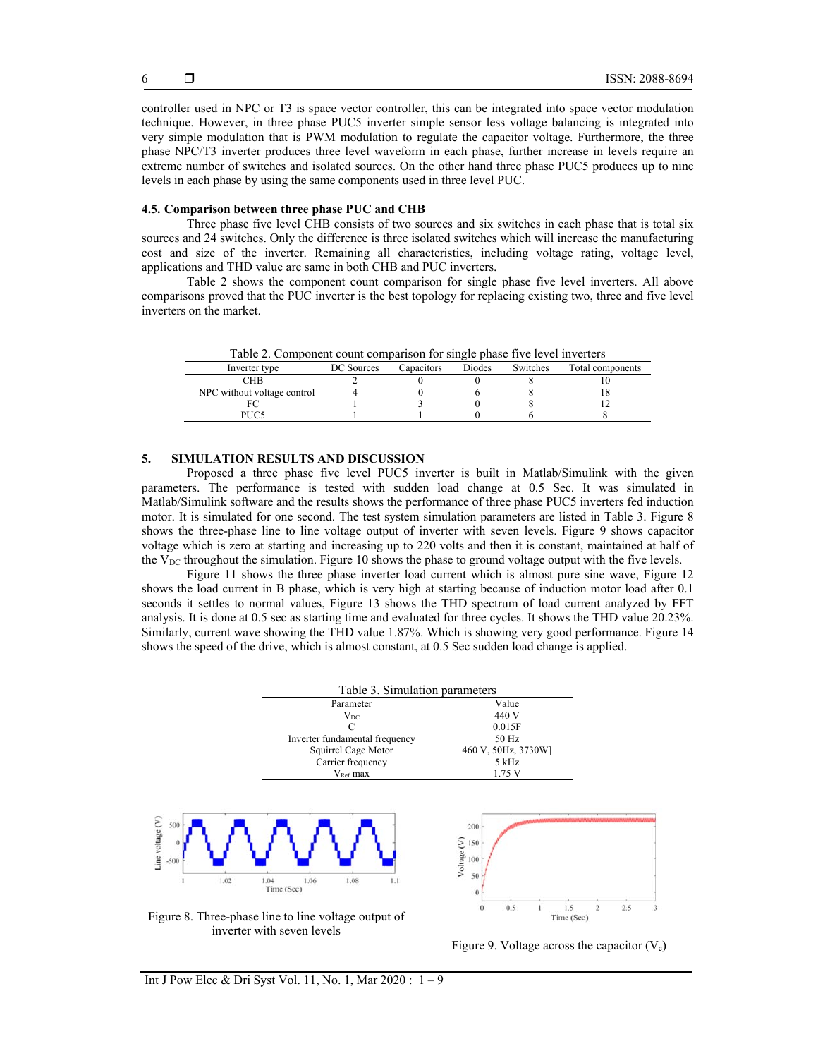controller used in NPC or T3 is space vector controller, this can be integrated into space vector modulation technique. However, in three phase PUC5 inverter simple sensor less voltage balancing is integrated into very simple modulation that is PWM modulation to regulate the capacitor voltage. Furthermore, the three phase NPC/T3 inverter produces three level waveform in each phase, further increase in levels require an extreme number of switches and isolated sources. On the other hand three phase PUC5 produces up to nine levels in each phase by using the same components used in three level PUC.

### 4.5. Comparison between three phase PUC and CHB

Three phase five level CHB consists of two sources and six switches in each phase that is total six sources and 24 switches. Only the difference is three isolated switches which will increase the manufacturing cost and size of the inverter. Remaining all characteristics, including voltage rating, voltage level, applications and THD value are same in both CHB and PUC inverters.

Table 2 shows the component count comparison for single phase five level inverters. All above comparisons proved that the PUC inverter is the best topology for replacing existing two, three and five level inverters on the market.

Table 2. Component count comparison for single phase five level inverters

| Inverter type | DC Sources | Capacitors | Diodes | Switches | Total components |
|---|---|---|---|---|---|
| CHB | 2 | 0 | 0 | 8 | 10 |
| NPC without voltage control | 4 | 0 | 6 | 8 | 18 |
| FC | 1 | 3 | 0 | 8 | 12 |
| PUC5 | 1 | 1 | 0 | 6 | 8 |

## 5. SIMULATION RESULTS AND DISCUSSION

Proposed a three phase five level PUC5 inverter is built in Matlab/Simulink with the given parameters. The performance is tested with sudden load change at 0.5 Sec. It was simulated in Matlab/Simulink software and the results shows the performance of three phase PUC5 inverters fed induction motor. It is simulated for one second. The test system simulation parameters are listed in Table 3. Figure 8 shows the three-phase line to line voltage output of inverter with seven levels. Figure 9 shows capacitor voltage which is zero at starting and increasing up to 220 volts and then it is constant, maintained at half of the $V_{DC}$ throughout the simulation. Figure 10 shows the phase to ground voltage output with the five levels.

Figure 11 shows the three phase inverter load current which is almost pure sine wave, Figure 12 shows the load current in B phase, which is very high at starting because of induction motor load after 0.1 seconds it settles to normal values, Figure 13 shows the THD spectrum of load current analyzed by FFT analysis. It is done at 0.5 sec as starting time and evaluated for three cycles. It shows the THD value 20.23%. Similarly, current wave showing the THD value 1.87%. Which is showing very good performance. Figure 14 shows the speed of the drive, which is almost constant, at 0.5 Sec sudden load change is applied.

Table 3. Simulation parameters

| Parameter | Value |
|---|---|
| $V_{DC}$ | 440 V |
| C | 0.015F |
| Inverter fundamental frequency | 50 Hz |
| Squirrel Cage Motor | 460 V, 50Hz, 3730W] |
| Carrier frequency | 5 kHz |
| $V_{Ref}$ max | 1.75 V |

Figure 8. Three-phase line to line voltage output of inverter with seven levels

Figure 9. Voltage across the capacitor ($V_c$)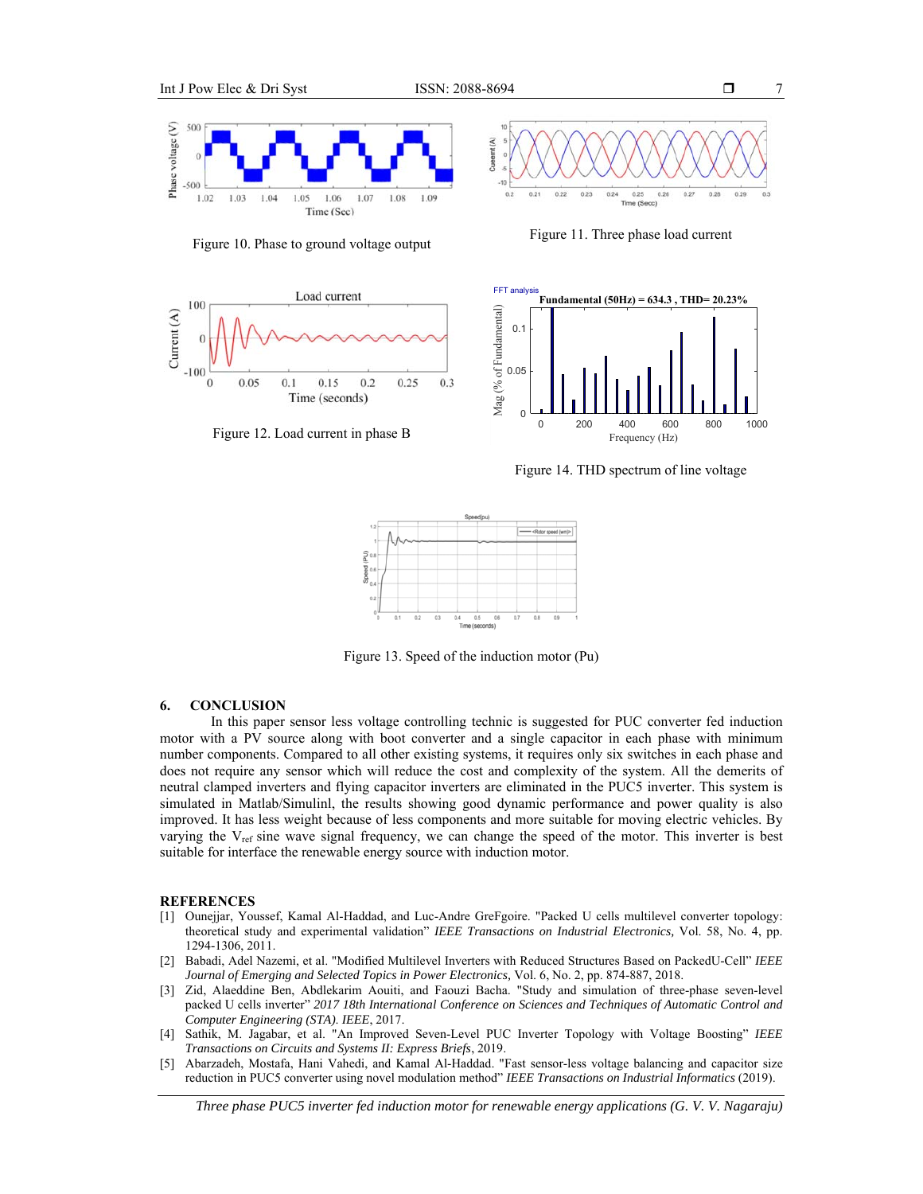Figure 10. Phase to ground voltage output

Figure 11. Three phase load current

Figure 12. Load current in phase B

Figure 14. THD spectrum of line voltage

Figure 13. Speed of the induction motor (Pu)

## 6. CONCLUSION

In this paper sensor less voltage controlling technic is suggested for PUC converter fed induction motor with a PV source along with boot converter and a single capacitor in each phase with minimum number components. Compared to all other existing systems, it requires only six switches in each phase and does not require any sensor which will reduce the cost and complexity of the system. All the demerits of neutral clamped inverters and flying capacitor inverters are eliminated in the PUC5 inverter. This system is simulated in Matlab/Simulinl, the results showing good dynamic performance and power quality is also improved. It has less weight because of less components and more suitable for moving electric vehicles. By varying the $V_{ref}$ sine wave signal frequency, we can change the speed of the motor. This inverter is best suitable for interface the renewable energy source with induction motor.

## REFERENCES

[1] Ounejjar, Youssef, Kamal Al-Haddad, and Luc-Andre GreFgoire. "Packed U cells multilevel converter topology: theoretical study and experimental validation" *IEEE Transactions on Industrial Electronics,* Vol. 58, No. 4, pp. 1294-1306, 2011.

[2] Babadi, Adel Nazemi, et al. "Modified Multilevel Inverters with Reduced Structures Based on PackedU-Cell" *IEEE Journal of Emerging and Selected Topics in Power Electronics,* Vol. 6, No. 2, pp. 874-887, 2018.

[3] Zid, Alaeddine Ben, Abdlekarim Aouiti, and Faouzi Bacha. "Study and simulation of three-phase seven-level packed U cells inverter" *2017 18th International Conference on Sciences and Techniques of Automatic Control and Computer Engineering (STA). IEEE*, 2017.

[4] Sathik, M. Jagabar, et al. "An Improved Seven-Level PUC Inverter Topology with Voltage Boosting" *IEEE Transactions on Circuits and Systems II: Express Briefs*, 2019.

[5] Abarzadeh, Mostafa, Hani Vahedi, and Kamal Al-Haddad. "Fast sensor-less voltage balancing and capacitor size reduction in PUC5 converter using novel modulation method" *IEEE Transactions on Industrial Informatics* (2019).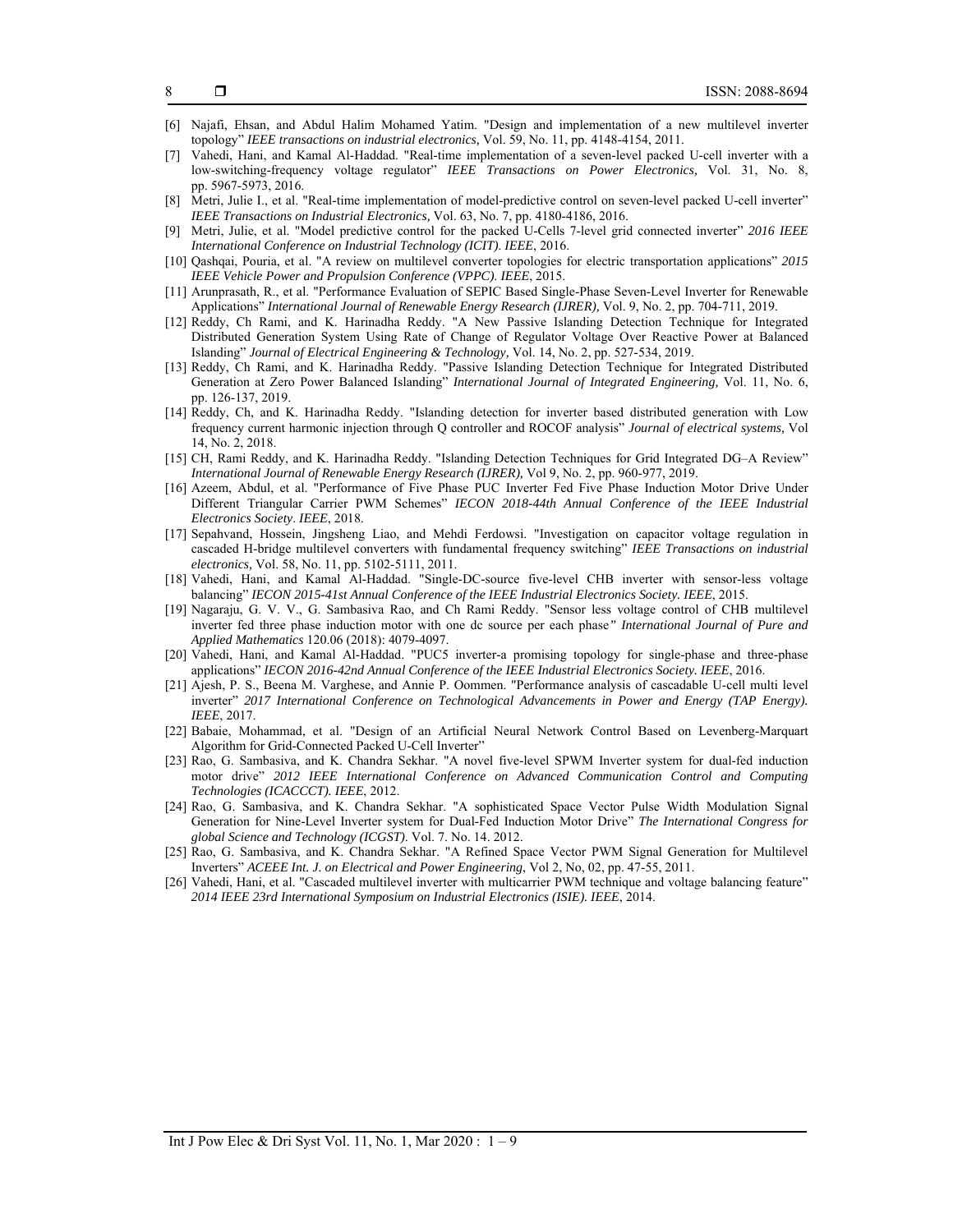[6] Najafi, Ehsan, and Abdul Halim Mohamed Yatim. "Design and implementation of a new multilevel inverter topology" *IEEE transactions on industrial electronics,* Vol. 59, No. 11, pp. 4148-4154, 2011.

[7] Vahedi, Hani, and Kamal Al-Haddad. "Real-time implementation of a seven-level packed U-cell inverter with a low-switching-frequency voltage regulator" *IEEE Transactions on Power Electronics,* Vol. 31, No. 8, pp. 5967-5973, 2016.

[8] Metri, Julie I., et al. "Real-time implementation of model-predictive control on seven-level packed U-cell inverter" *IEEE Transactions on Industrial Electronics,* Vol. 63, No. 7, pp. 4180-4186, 2016.

[9] Metri, Julie, et al. "Model predictive control for the packed U-Cells 7-level grid connected inverter" *2016 IEEE International Conference on Industrial Technology (ICIT). IEEE*, 2016.

[10] Qashqai, Pouria, et al. "A review on multilevel converter topologies for electric transportation applications" *2015 IEEE Vehicle Power and Propulsion Conference (VPPC). IEEE*, 2015.

[11] Arunprasath, R., et al. "Performance Evaluation of SEPIC Based Single-Phase Seven-Level Inverter for Renewable Applications" *International Journal of Renewable Energy Research (IJRER),* Vol. 9, No. 2, pp. 704-711, 2019.

[12] Reddy, Ch Rami, and K. Harinadha Reddy. "A New Passive Islanding Detection Technique for Integrated Distributed Generation System Using Rate of Change of Regulator Voltage Over Reactive Power at Balanced Islanding" *Journal of Electrical Engineering & Technology,* Vol. 14, No. 2, pp. 527-534, 2019.

[13] Reddy, Ch Rami, and K. Harinadha Reddy. "Passive Islanding Detection Technique for Integrated Distributed Generation at Zero Power Balanced Islanding" *International Journal of Integrated Engineering,* Vol. 11, No. 6, pp. 126-137, 2019.

[14] Reddy, Ch, and K. Harinadha Reddy. "Islanding detection for inverter based distributed generation with Low frequency current harmonic injection through Q controller and ROCOF analysis" *Journal of electrical systems,* Vol 14, No. 2, 2018.

[15] CH, Rami Reddy, and K. Harinadha Reddy. "Islanding Detection Techniques for Grid Integrated DG–A Review" *International Journal of Renewable Energy Research (IJRER),* Vol 9, No. 2, pp. 960-977, 2019.

[16] Azeem, Abdul, et al. "Performance of Five Phase PUC Inverter Fed Five Phase Induction Motor Drive Under Different Triangular Carrier PWM Schemes" *IECON 2018-44th Annual Conference of the IEEE Industrial Electronics Society*. *IEEE*, 2018.

[17] Sepahvand, Hossein, Jingsheng Liao, and Mehdi Ferdowsi. "Investigation on capacitor voltage regulation in cascaded H-bridge multilevel converters with fundamental frequency switching" *IEEE Transactions on industrial electronics,* Vol. 58, No. 11, pp. 5102-5111, 2011.

[18] Vahedi, Hani, and Kamal Al-Haddad. "Single-DC-source five-level CHB inverter with sensor-less voltage balancing" *IECON 2015-41st Annual Conference of the IEEE Industrial Electronics Society. IEEE*, 2015.

[19] Nagaraju, G. V. V., G. Sambasiva Rao, and Ch Rami Reddy. "Sensor less voltage control of CHB multilevel inverter fed three phase induction motor with one dc source per each phase*" International Journal of Pure and Applied Mathematics* 120.06 (2018): 4079-4097.

[20] Vahedi, Hani, and Kamal Al-Haddad. "PUC5 inverter-a promising topology for single-phase and three-phase applications" *IECON 2016-42nd Annual Conference of the IEEE Industrial Electronics Society. IEEE*, 2016.

[21] Ajesh, P. S., Beena M. Varghese, and Annie P. Oommen. "Performance analysis of cascadable U-cell multi level inverter" *2017 International Conference on Technological Advancements in Power and Energy (TAP Energy). IEEE*, 2017.

[22] Babaie, Mohammad, et al. "Design of an Artificial Neural Network Control Based on Levenberg-Marquart Algorithm for Grid-Connected Packed U-Cell Inverter"

[23] Rao, G. Sambasiva, and K. Chandra Sekhar. "A novel five-level SPWM Inverter system for dual-fed induction motor drive" *2012 IEEE International Conference on Advanced Communication Control and Computing Technologies (ICACCCT). IEEE*, 2012.

[24] Rao, G. Sambasiva, and K. Chandra Sekhar. "A sophisticated Space Vector Pulse Width Modulation Signal Generation for Nine-Level Inverter system for Dual-Fed Induction Motor Drive" *The International Congress for global Science and Technology (ICGST)*. Vol. 7. No. 14. 2012.

[25] Rao, G. Sambasiva, and K. Chandra Sekhar. "A Refined Space Vector PWM Signal Generation for Multilevel Inverters" *ACEEE Int. J. on Electrical and Power Engineering*, Vol 2, No, 02, pp. 47-55, 2011.

[26] Vahedi, Hani, et al. "Cascaded multilevel inverter with multicarrier PWM technique and voltage balancing feature" *2014 IEEE 23rd International Symposium on Industrial Electronics (ISIE). IEEE*, 2014.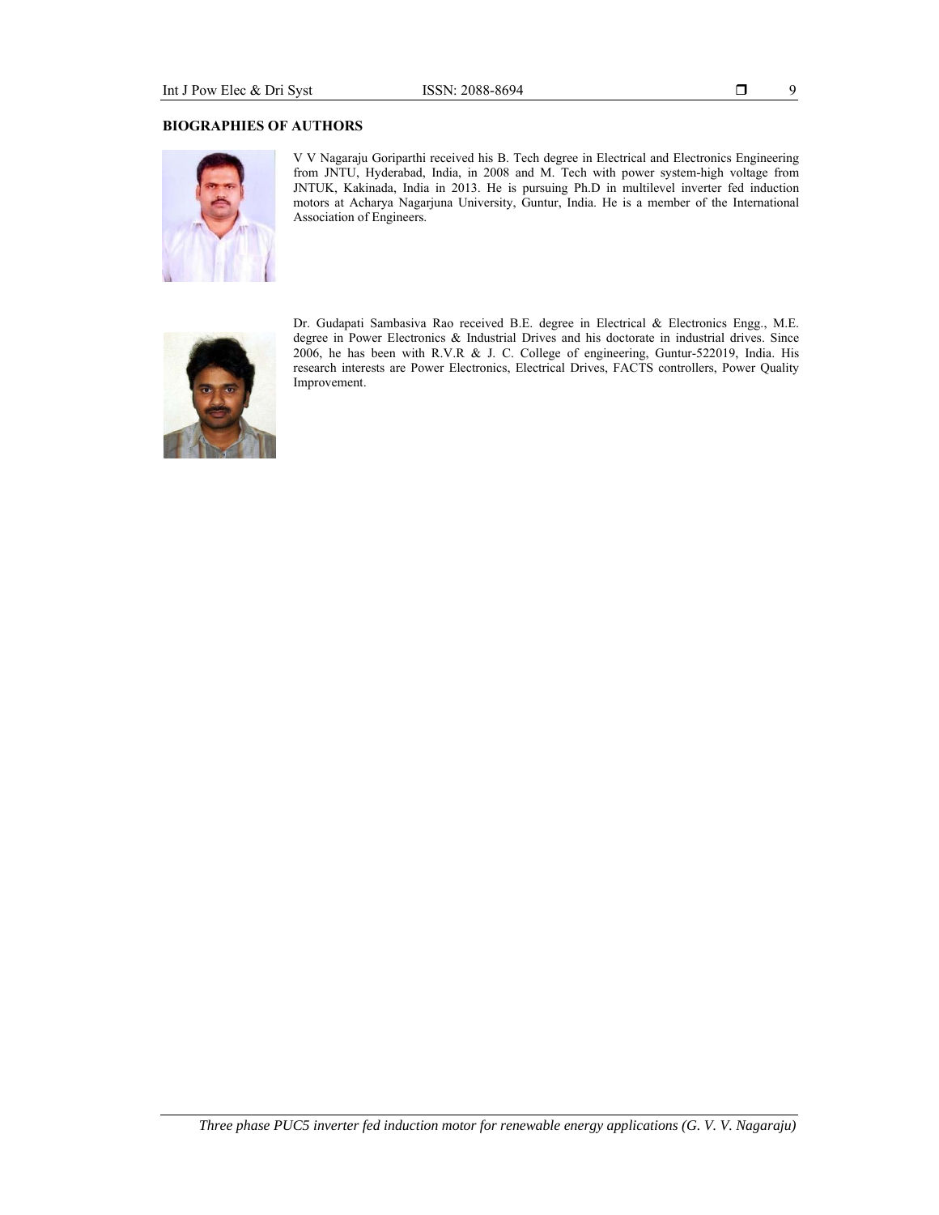**BIOGRAPHIES OF AUTHORS**

V V Nagaraju Goriparthi received his B. Tech degree in Electrical and Electronics Engineering from JNTU, Hyderabad, India, in 2008 and M. Tech with power system-high voltage from JNTUK, Kakinada, India in 2013. He is pursuing Ph.D in multilevel inverter fed induction motors at Acharya Nagarjuna University, Guntur, India. He is a member of the International Association of Engineers.

Dr. Gudapati Sambasiva Rao received B.E. degree in Electrical & Electronics Engg., M.E. degree in Power Electronics & Industrial Drives and his doctorate in industrial drives. Since 2006, he has been with R.V.R & J. C. College of engineering, Guntur-522019, India. His research interests are Power Electronics, Electrical Drives, FACTS controllers, Power Quality Improvement.